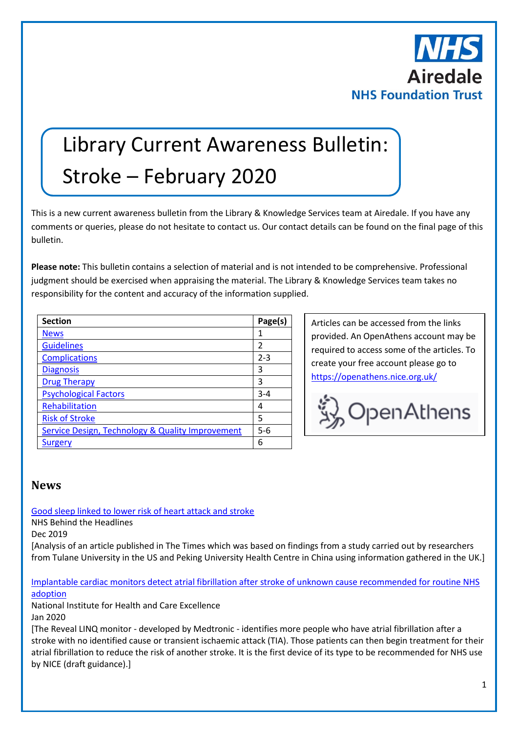NHS
Airedale
NHS Foundation Trust

# Library Current Awareness Bulletin: Stroke – February 2020

This is a new current awareness bulletin from the Library & Knowledge Services team at Airedale. If you have any comments or queries, please do not hesitate to contact us. Our contact details can be found on the final page of this bulletin.

**Please note:** This bulletin contains a selection of material and is not intended to be comprehensive. Professional judgment should be exercised when appraising the material. The Library & Knowledge Services team takes no responsibility for the content and accuracy of the information supplied.

| Section | Page(s) |
|---|---|
| News | 1 |
| Guidelines | 2 |
| Complications | 2-3 |
| Diagnosis | 3 |
| Drug Therapy | 3 |
| Psychological Factors | 3-4 |
| Rehabilitation | 4 |
| Risk of Stroke | 5 |
| Service Design, Technology & Quality Improvement | 5-6 |
| Surgery | 6 |

Articles can be accessed from the links provided. An OpenAthens account may be required to access some of the articles. To create your free account please go to https://openathens.nice.org.uk/

OpenAthens

## News

Good sleep linked to lower risk of heart attack and stroke
NHS Behind the Headlines
Dec 2019
[Analysis of an article published in The Times which was based on findings from a study carried out by researchers from Tulane University in the US and Peking University Health Centre in China using information gathered in the UK.]

Implantable cardiac monitors detect atrial fibrillation after stroke of unknown cause recommended for routine NHS adoption
National Institute for Health and Care Excellence
Jan 2020
[The Reveal LINQ monitor - developed by Medtronic - identifies more people who have atrial fibrillation after a stroke with no identified cause or transient ischaemic attack (TIA). Those patients can then begin treatment for their atrial fibrillation to reduce the risk of another stroke. It is the first device of its type to be recommended for NHS use by NICE (draft guidance).]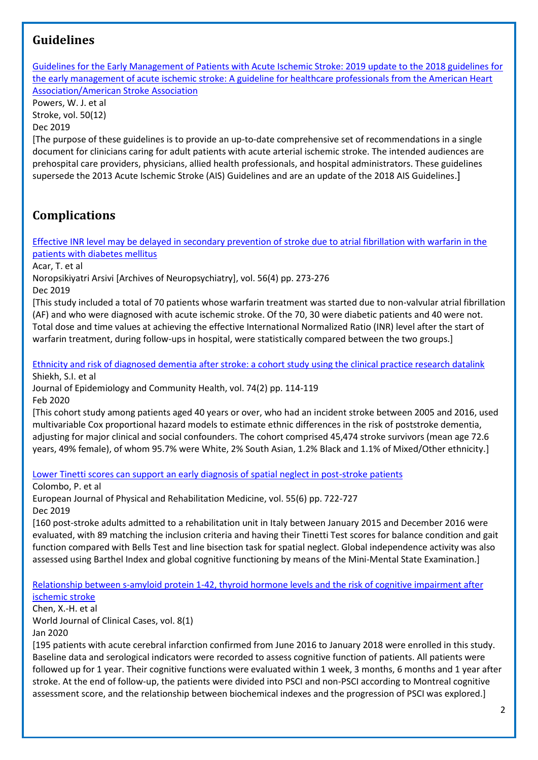## Guidelines

[Guidelines for the Early Management of Patients with Acute Ischemic Stroke: 2019 update to the 2018 guidelines for the early management of acute ischemic stroke: A guideline for healthcare professionals from the American Heart Association/American Stroke Association]

Powers, W. J. et al

Stroke, vol. 50(12)

Dec 2019

[The purpose of these guidelines is to provide an up-to-date comprehensive set of recommendations in a single document for clinicians caring for adult patients with acute arterial ischemic stroke. The intended audiences are prehospital care providers, physicians, allied health professionals, and hospital administrators. These guidelines supersede the 2013 Acute Ischemic Stroke (AIS) Guidelines and are an update of the 2018 AIS Guidelines.]

## Complications

[Effective INR level may be delayed in secondary prevention of stroke due to atrial fibrillation with warfarin in the patients with diabetes mellitus]

Acar, T. et al

Noropsikiyatri Arsivi [Archives of Neuropsychiatry], vol. 56(4) pp. 273-276

Dec 2019

[This study included a total of 70 patients whose warfarin treatment was started due to non-valvular atrial fibrillation (AF) and who were diagnosed with acute ischemic stroke. Of the 70, 30 were diabetic patients and 40 were not. Total dose and time values at achieving the effective International Normalized Ratio (INR) level after the start of warfarin treatment, during follow-ups in hospital, were statistically compared between the two groups.]

[Ethnicity and risk of diagnosed dementia after stroke: a cohort study using the clinical practice research datalink]

Shiekh, S.I. et al

Journal of Epidemiology and Community Health, vol. 74(2) pp. 114-119

Feb 2020

[This cohort study among patients aged 40 years or over, who had an incident stroke between 2005 and 2016, used multivariable Cox proportional hazard models to estimate ethnic differences in the risk of poststroke dementia, adjusting for major clinical and social confounders. The cohort comprised 45,474 stroke survivors (mean age 72.6 years, 49% female), of whom 95.7% were White, 2% South Asian, 1.2% Black and 1.1% of Mixed/Other ethnicity.]

[Lower Tinetti scores can support an early diagnosis of spatial neglect in post-stroke patients]

Colombo, P. et al

European Journal of Physical and Rehabilitation Medicine, vol. 55(6) pp. 722-727

Dec 2019

[160 post-stroke adults admitted to a rehabilitation unit in Italy between January 2015 and December 2016 were evaluated, with 89 matching the inclusion criteria and having their Tinetti Test scores for balance condition and gait function compared with Bells Test and line bisection task for spatial neglect. Global independence activity was also assessed using Barthel Index and global cognitive functioning by means of the Mini-Mental State Examination.]

[Relationship between s-amyloid protein 1-42, thyroid hormone levels and the risk of cognitive impairment after ischemic stroke]

Chen, X.-H. et al

World Journal of Clinical Cases, vol. 8(1)

Jan 2020

[195 patients with acute cerebral infarction confirmed from June 2016 to January 2018 were enrolled in this study. Baseline data and serological indicators were recorded to assess cognitive function of patients. All patients were followed up for 1 year. Their cognitive functions were evaluated within 1 week, 3 months, 6 months and 1 year after stroke. At the end of follow-up, the patients were divided into PSCI and non-PSCI according to Montreal cognitive assessment score, and the relationship between biochemical indexes and the progression of PSCI was explored.]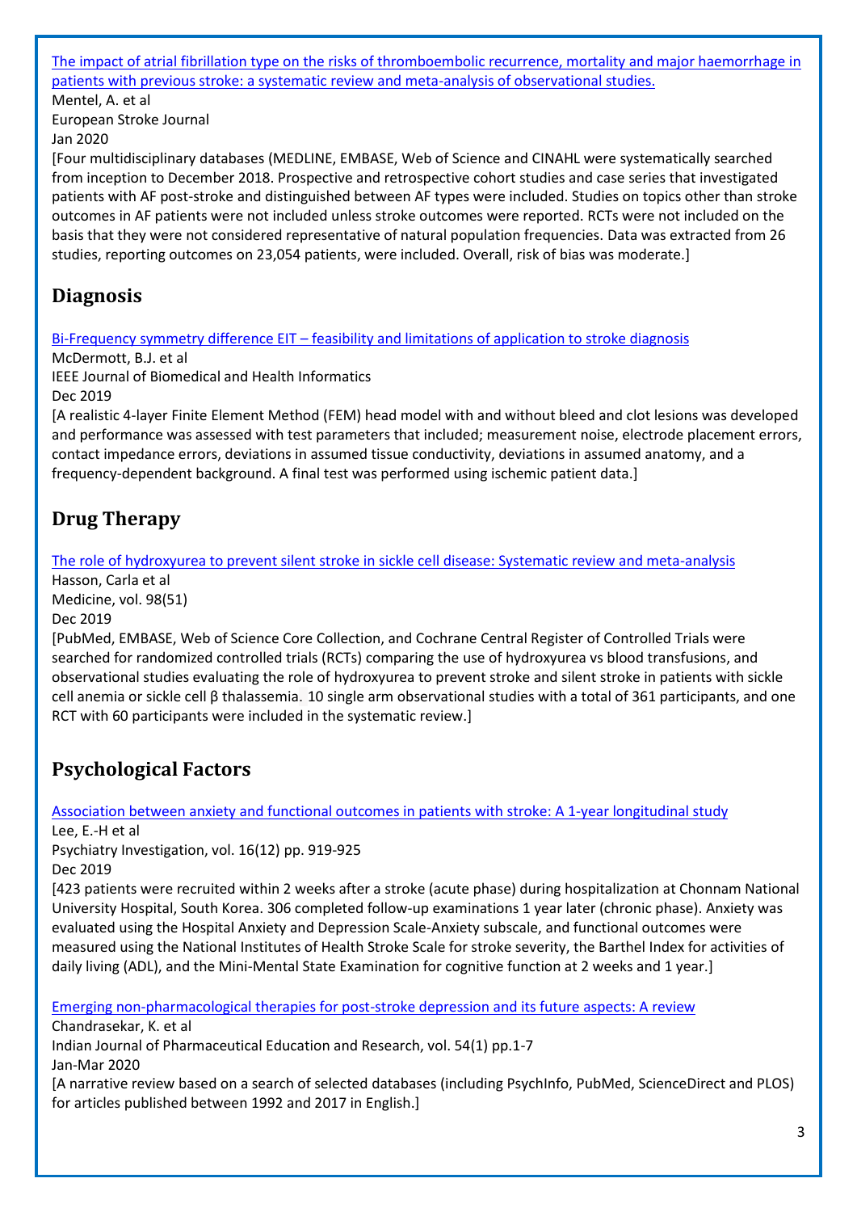[The impact of atrial fibrillation type on the risks of thromboembolic recurrence, mortality and major haemorrhage in patients with previous stroke: a systematic review and meta-analysis of observational studies.]

Mentel, A. et al
European Stroke Journal
Jan 2020

[Four multidisciplinary databases (MEDLINE, EMBASE, Web of Science and CINAHL were systematically searched from inception to December 2018. Prospective and retrospective cohort studies and case series that investigated patients with AF post-stroke and distinguished between AF types were included. Studies on topics other than stroke outcomes in AF patients were not included unless stroke outcomes were reported. RCTs were not included on the basis that they were not considered representative of natural population frequencies. Data was extracted from 26 studies, reporting outcomes on 23,054 patients, were included. Overall, risk of bias was moderate.]

## Diagnosis

[Bi-Frequency symmetry difference EIT – feasibility and limitations of application to stroke diagnosis]

McDermott, B.J. et al
IEEE Journal of Biomedical and Health Informatics
Dec 2019

[A realistic 4-layer Finite Element Method (FEM) head model with and without bleed and clot lesions was developed and performance was assessed with test parameters that included; measurement noise, electrode placement errors, contact impedance errors, deviations in assumed tissue conductivity, deviations in assumed anatomy, and a frequency-dependent background. A final test was performed using ischemic patient data.]

## Drug Therapy

[The role of hydroxyurea to prevent silent stroke in sickle cell disease: Systematic review and meta-analysis]

Hasson, Carla et al
Medicine, vol. 98(51)
Dec 2019

[PubMed, EMBASE, Web of Science Core Collection, and Cochrane Central Register of Controlled Trials were searched for randomized controlled trials (RCTs) comparing the use of hydroxyurea vs blood transfusions, and observational studies evaluating the role of hydroxyurea to prevent stroke and silent stroke in patients with sickle cell anemia or sickle cell β thalassemia. 10 single arm observational studies with a total of 361 participants, and one RCT with 60 participants were included in the systematic review.]

## Psychological Factors

[Association between anxiety and functional outcomes in patients with stroke: A 1-year longitudinal study]

Lee, E.-H et al
Psychiatry Investigation, vol. 16(12) pp. 919-925
Dec 2019

[423 patients were recruited within 2 weeks after a stroke (acute phase) during hospitalization at Chonnam National University Hospital, South Korea. 306 completed follow-up examinations 1 year later (chronic phase). Anxiety was evaluated using the Hospital Anxiety and Depression Scale-Anxiety subscale, and functional outcomes were measured using the National Institutes of Health Stroke Scale for stroke severity, the Barthel Index for activities of daily living (ADL), and the Mini-Mental State Examination for cognitive function at 2 weeks and 1 year.]

[Emerging non-pharmacological therapies for post-stroke depression and its future aspects: A review]

Chandrasekar, K. et al
Indian Journal of Pharmaceutical Education and Research, vol. 54(1) pp.1-7
Jan-Mar 2020

[A narrative review based on a search of selected databases (including PsychInfo, PubMed, ScienceDirect and PLOS) for articles published between 1992 and 2017 in English.]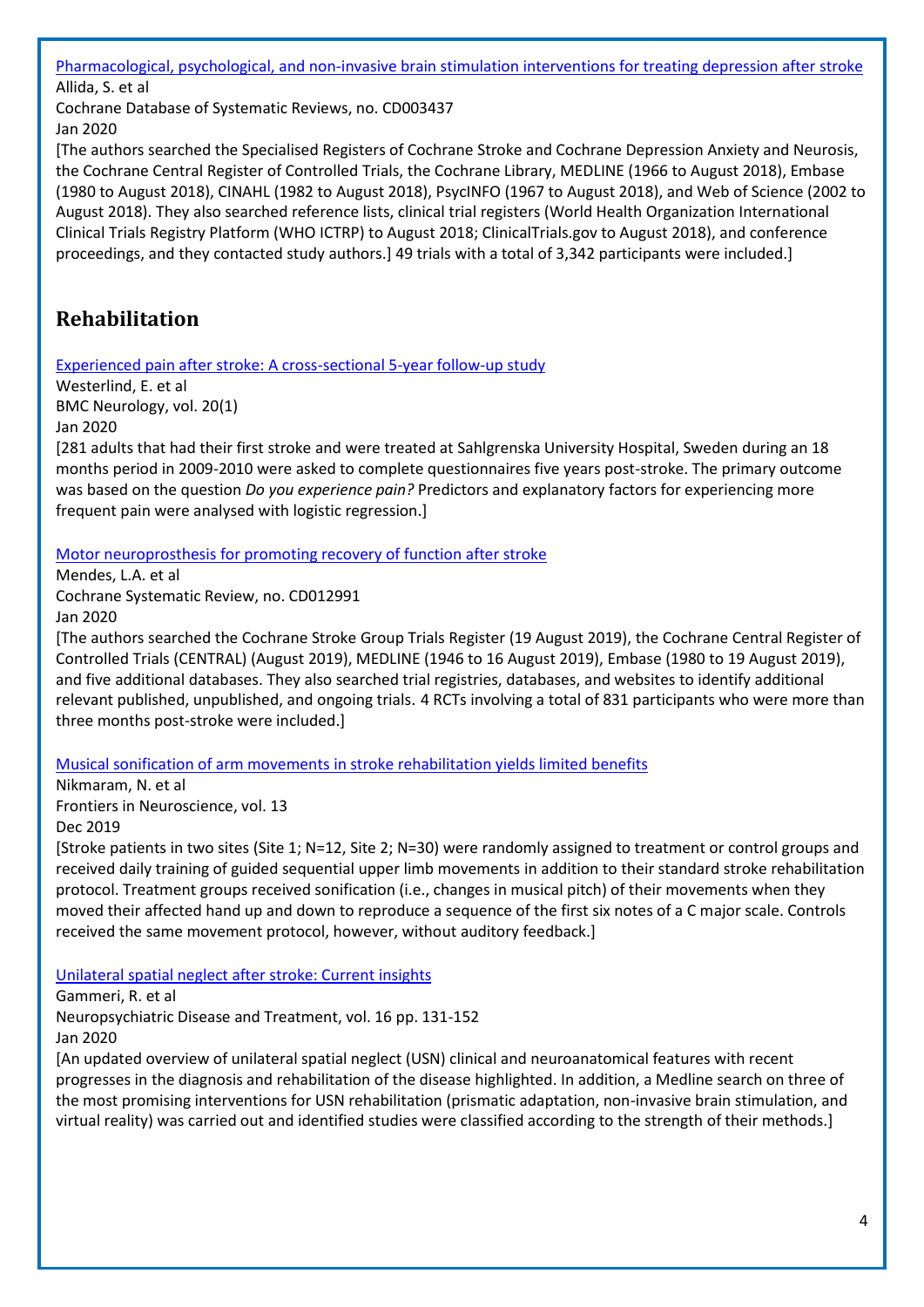[Pharmacological, psychological, and non-invasive brain stimulation interventions for treating depression after stroke]

Allida, S. et al

Cochrane Database of Systematic Reviews, no. CD003437

Jan 2020

[The authors searched the Specialised Registers of Cochrane Stroke and Cochrane Depression Anxiety and Neurosis, the Cochrane Central Register of Controlled Trials, the Cochrane Library, MEDLINE (1966 to August 2018), Embase (1980 to August 2018), CINAHL (1982 to August 2018), PsycINFO (1967 to August 2018), and Web of Science (2002 to August 2018). They also searched reference lists, clinical trial registers (World Health Organization International Clinical Trials Registry Platform (WHO ICTRP) to August 2018; ClinicalTrials.gov to August 2018), and conference proceedings, and they contacted study authors.] 49 trials with a total of 3,342 participants were included.]

## Rehabilitation

[Experienced pain after stroke: A cross-sectional 5-year follow-up study]

Westerlind, E. et al

BMC Neurology, vol. 20(1)

Jan 2020

[281 adults that had their first stroke and were treated at Sahlgrenska University Hospital, Sweden during an 18 months period in 2009-2010 were asked to complete questionnaires five years post-stroke. The primary outcome was based on the question *Do you experience pain?* Predictors and explanatory factors for experiencing more frequent pain were analysed with logistic regression.]

[Motor neuroprosthesis for promoting recovery of function after stroke]

Mendes, L.A. et al

Cochrane Systematic Review, no. CD012991

Jan 2020

[The authors searched the Cochrane Stroke Group Trials Register (19 August 2019), the Cochrane Central Register of Controlled Trials (CENTRAL) (August 2019), MEDLINE (1946 to 16 August 2019), Embase (1980 to 19 August 2019), and five additional databases. They also searched trial registries, databases, and websites to identify additional relevant published, unpublished, and ongoing trials. 4 RCTs involving a total of 831 participants who were more than three months post-stroke were included.]

[Musical sonification of arm movements in stroke rehabilitation yields limited benefits]

Nikmaram, N. et al

Frontiers in Neuroscience, vol. 13

Dec 2019

[Stroke patients in two sites (Site 1; N=12, Site 2; N=30) were randomly assigned to treatment or control groups and received daily training of guided sequential upper limb movements in addition to their standard stroke rehabilitation protocol. Treatment groups received sonification (i.e., changes in musical pitch) of their movements when they moved their affected hand up and down to reproduce a sequence of the first six notes of a C major scale. Controls received the same movement protocol, however, without auditory feedback.]

[Unilateral spatial neglect after stroke: Current insights]

Gammeri, R. et al

Neuropsychiatric Disease and Treatment, vol. 16 pp. 131-152

Jan 2020

[An updated overview of unilateral spatial neglect (USN) clinical and neuroanatomical features with recent progresses in the diagnosis and rehabilitation of the disease highlighted. In addition, a Medline search on three of the most promising interventions for USN rehabilitation (prismatic adaptation, non-invasive brain stimulation, and virtual reality) was carried out and identified studies were classified according to the strength of their methods.]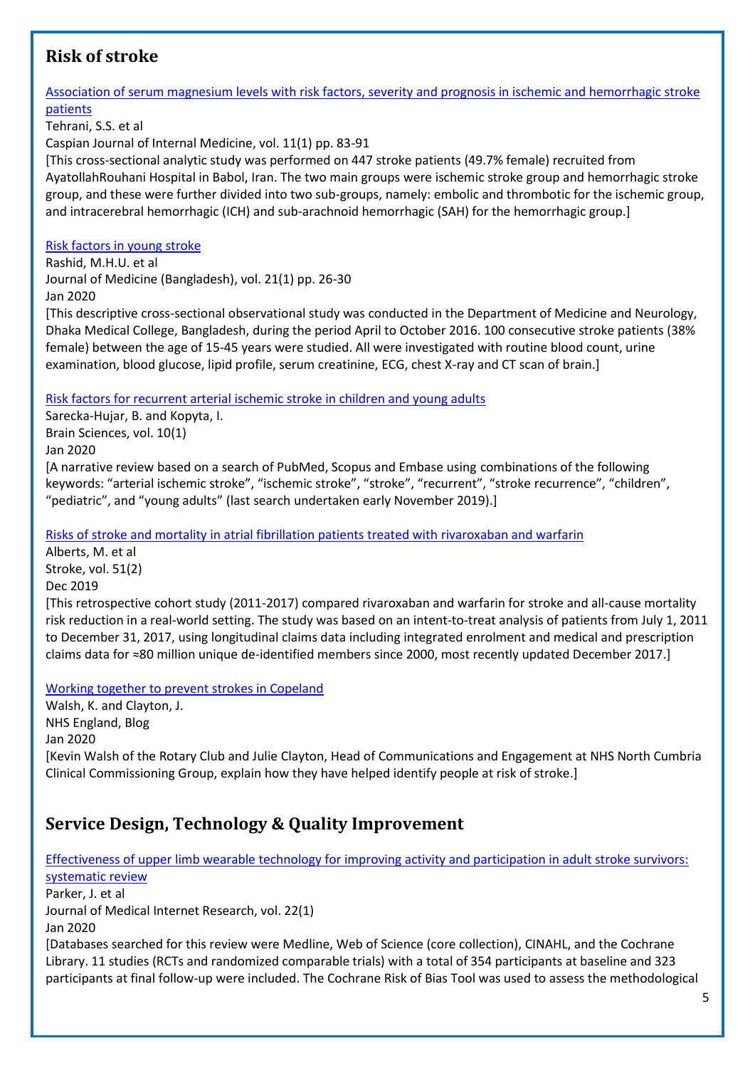## Risk of stroke

[Association of serum magnesium levels with risk factors, severity and prognosis in ischemic and hemorrhagic stroke patients]

Tehrani, S.S. et al

Caspian Journal of Internal Medicine, vol. 11(1) pp. 83-91

[This cross-sectional analytic study was performed on 447 stroke patients (49.7% female) recruited from AyatollahRouhani Hospital in Babol, Iran. The two main groups were ischemic stroke group and hemorrhagic stroke group, and these were further divided into two sub-groups, namely: embolic and thrombotic for the ischemic group, and intracerebral hemorrhagic (ICH) and sub-arachnoid hemorrhagic (SAH) for the hemorrhagic group.]

[Risk factors in young stroke]

Rashid, M.H.U. et al

Journal of Medicine (Bangladesh), vol. 21(1) pp. 26-30

Jan 2020

[This descriptive cross-sectional observational study was conducted in the Department of Medicine and Neurology, Dhaka Medical College, Bangladesh, during the period April to October 2016. 100 consecutive stroke patients (38% female) between the age of 15-45 years were studied. All were investigated with routine blood count, urine examination, blood glucose, lipid profile, serum creatinine, ECG, chest X-ray and CT scan of brain.]

[Risk factors for recurrent arterial ischemic stroke in children and young adults]

Sarecka-Hujar, B. and Kopyta, I.

Brain Sciences, vol. 10(1)

Jan 2020

[A narrative review based on a search of PubMed, Scopus and Embase using combinations of the following keywords: "arterial ischemic stroke", "ischemic stroke", "stroke", "recurrent", "stroke recurrence", "children", "pediatric", and "young adults" (last search undertaken early November 2019).]

[Risks of stroke and mortality in atrial fibrillation patients treated with rivaroxaban and warfarin]

Alberts, M. et al

Stroke, vol. 51(2)

Dec 2019

[This retrospective cohort study (2011-2017) compared rivaroxaban and warfarin for stroke and all-cause mortality risk reduction in a real-world setting. The study was based on an intent-to-treat analysis of patients from July 1, 2011 to December 31, 2017, using longitudinal claims data including integrated enrolment and medical and prescription claims data for ≈80 million unique de-identified members since 2000, most recently updated December 2017.]

[Working together to prevent strokes in Copeland]

Walsh, K. and Clayton, J.

NHS England, Blog

Jan 2020

[Kevin Walsh of the Rotary Club and Julie Clayton, Head of Communications and Engagement at NHS North Cumbria Clinical Commissioning Group, explain how they have helped identify people at risk of stroke.]

## Service Design, Technology & Quality Improvement

[Effectiveness of upper limb wearable technology for improving activity and participation in adult stroke survivors: systematic review]

Parker, J. et al

Journal of Medical Internet Research, vol. 22(1)

Jan 2020

[Databases searched for this review were Medline, Web of Science (core collection), CINAHL, and the Cochrane Library. 11 studies (RCTs and randomized comparable trials) with a total of 354 participants at baseline and 323 participants at final follow-up were included. The Cochrane Risk of Bias Tool was used to assess the methodological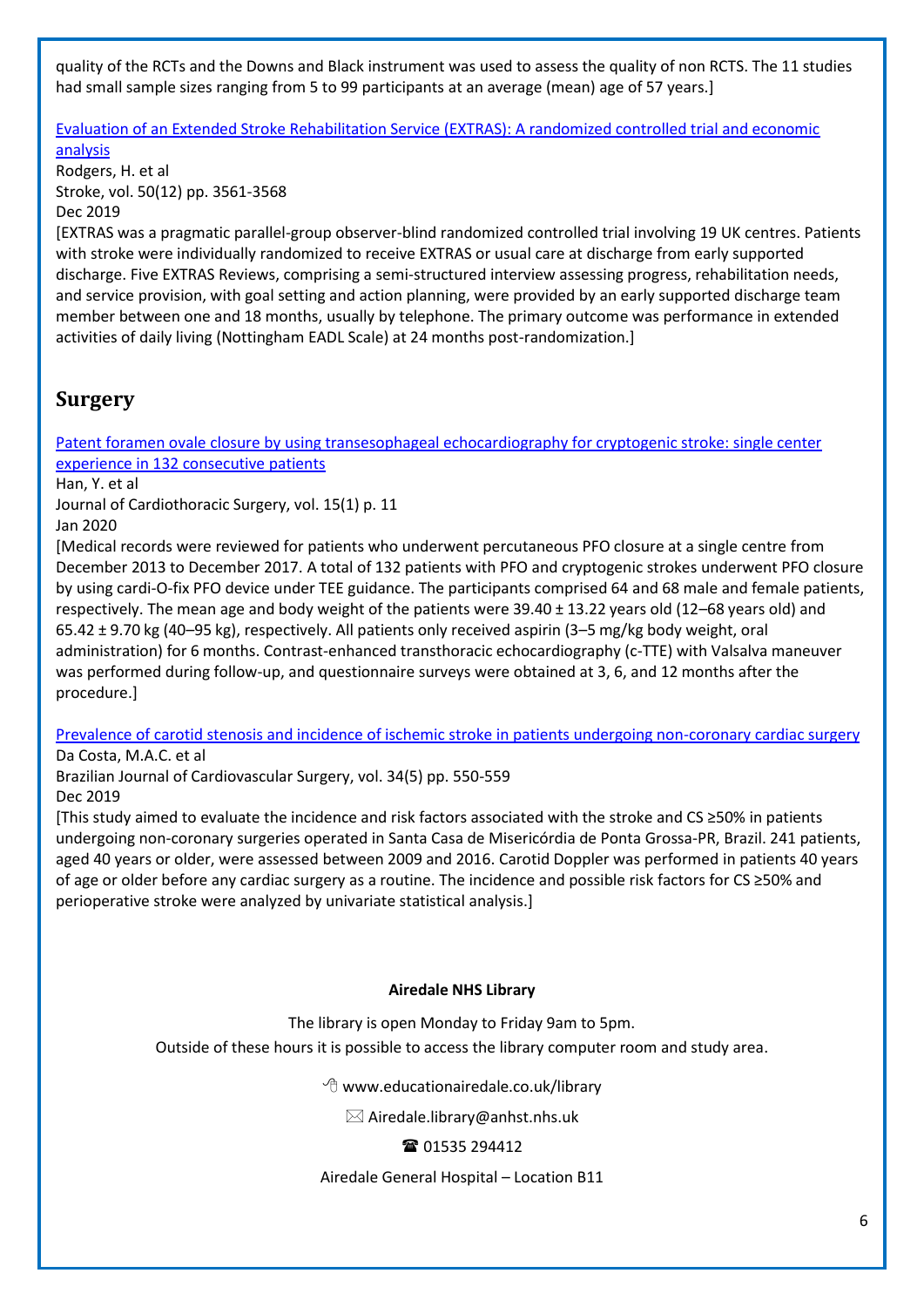quality of the RCTs and the Downs and Black instrument was used to assess the quality of non RCTS. The 11 studies had small sample sizes ranging from 5 to 99 participants at an average (mean) age of 57 years.]

Evaluation of an Extended Stroke Rehabilitation Service (EXTRAS): A randomized controlled trial and economic analysis
Rodgers, H. et al
Stroke, vol. 50(12) pp. 3561-3568
Dec 2019
[EXTRAS was a pragmatic parallel-group observer-blind randomized controlled trial involving 19 UK centres. Patients with stroke were individually randomized to receive EXTRAS or usual care at discharge from early supported discharge. Five EXTRAS Reviews, comprising a semi-structured interview assessing progress, rehabilitation needs, and service provision, with goal setting and action planning, were provided by an early supported discharge team member between one and 18 months, usually by telephone. The primary outcome was performance in extended activities of daily living (Nottingham EADL Scale) at 24 months post-randomization.]

## Surgery

Patent foramen ovale closure by using transesophageal echocardiography for cryptogenic stroke: single center experience in 132 consecutive patients
Han, Y. et al
Journal of Cardiothoracic Surgery, vol. 15(1) p. 11
Jan 2020
[Medical records were reviewed for patients who underwent percutaneous PFO closure at a single centre from December 2013 to December 2017. A total of 132 patients with PFO and cryptogenic strokes underwent PFO closure by using cardi-O-fix PFO device under TEE guidance. The participants comprised 64 and 68 male and female patients, respectively. The mean age and body weight of the patients were 39.40 ± 13.22 years old (12–68 years old) and 65.42 ± 9.70 kg (40–95 kg), respectively. All patients only received aspirin (3–5 mg/kg body weight, oral administration) for 6 months. Contrast-enhanced transthoracic echocardiography (c-TTE) with Valsalva maneuver was performed during follow-up, and questionnaire surveys were obtained at 3, 6, and 12 months after the procedure.]

Prevalence of carotid stenosis and incidence of ischemic stroke in patients undergoing non-coronary cardiac surgery
Da Costa, M.A.C. et al
Brazilian Journal of Cardiovascular Surgery, vol. 34(5) pp. 550-559
Dec 2019
[This study aimed to evaluate the incidence and risk factors associated with the stroke and CS ≥50% in patients undergoing non-coronary surgeries operated in Santa Casa de Misericórdia de Ponta Grossa-PR, Brazil. 241 patients, aged 40 years or older, were assessed between 2009 and 2016. Carotid Doppler was performed in patients 40 years of age or older before any cardiac surgery as a routine. The incidence and possible risk factors for CS ≥50% and perioperative stroke were analyzed by univariate statistical analysis.]

**Airedale NHS Library**

The library is open Monday to Friday 9am to 5pm.
Outside of these hours it is possible to access the library computer room and study area.

www.educationairedale.co.uk/library

Airedale.library@anhst.nhs.uk

01535 294412

Airedale General Hospital – Location B11